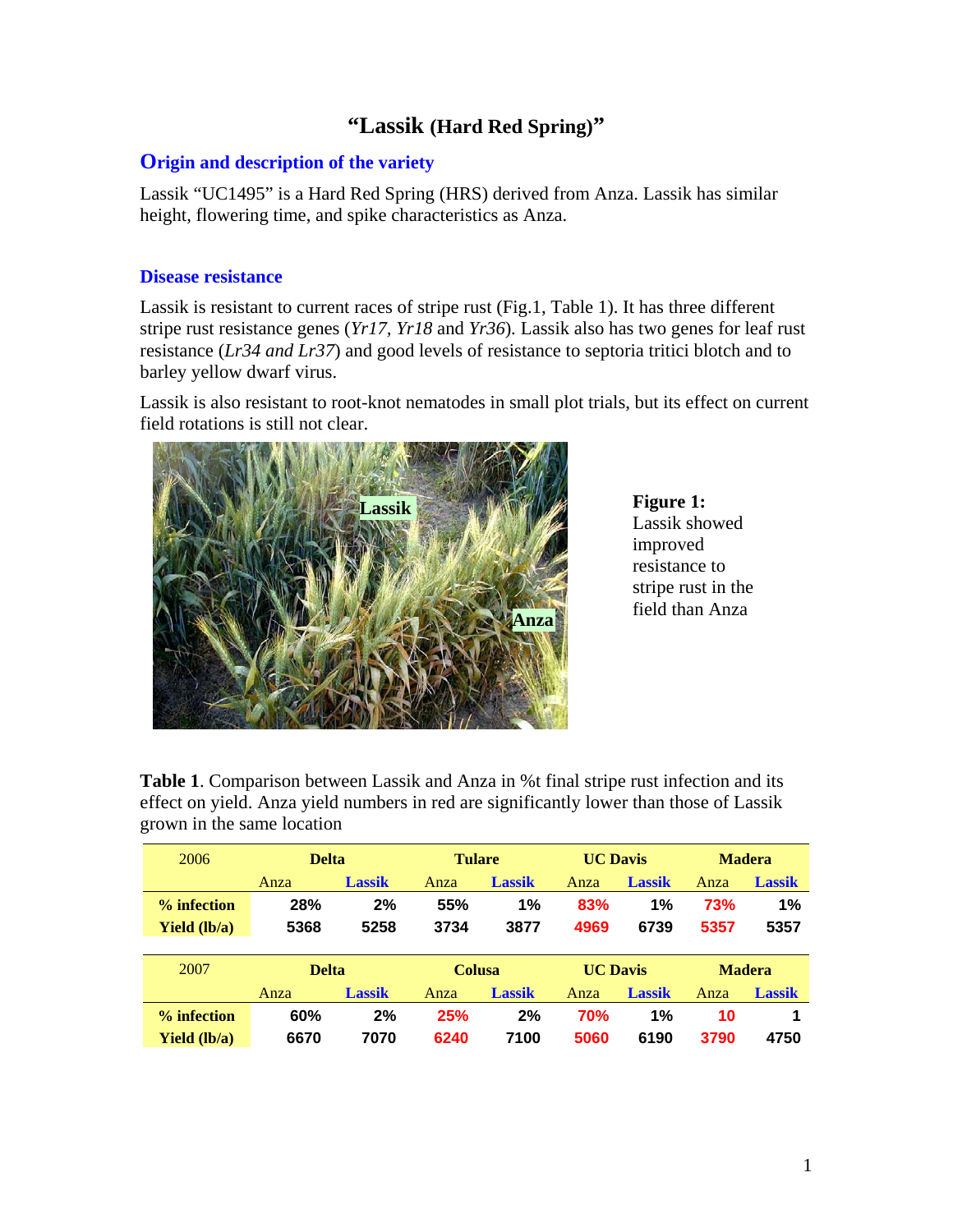# “Lassik (Hard Red Spring)”

## Origin and description of the variety

Lassik “UC1495” is a Hard Red Spring (HRS) derived from Anza. Lassik has similar height, flowering time, and spike characteristics as Anza.

## Disease resistance

Lassik is resistant to current races of stripe rust (Fig.1, Table 1). It has three different stripe rust resistance genes (*Yr17*, *Yr18* and *Yr36*). Lassik also has two genes for leaf rust resistance (*Lr34 and Lr37*) and good levels of resistance to septoria tritici blotch and to barley yellow dwarf virus.

Lassik is also resistant to root-knot nematodes in small plot trials, but its effect on current field rotations is still not clear.

**Figure 1:** Lassik showed improved resistance to stripe rust in the field than Anza

**Table 1**. Comparison between Lassik and Anza in %t final stripe rust infection and its effect on yield. Anza yield numbers in red are significantly lower than those of Lassik grown in the same location

| 2006 | Delta | | Tulare | | UC Davis | | Madera | |
|---|---|---|---|---|---|---|---|---|
| | Anza | Lassik | Anza | Lassik | Anza | Lassik | Anza | Lassik |
| **% infection** | 28% | 2% | 55% | 1% | 83% | 1% | 73% | 1% |
| **Yield (lb/a)** | 5368 | 5258 | 3734 | 3877 | 4969 | 6739 | 5357 | 5357 |

| 2007 | Delta | | Colusa | | UC Davis | | Madera | |
|---|---|---|---|---|---|---|---|---|
| | Anza | Lassik | Anza | Lassik | Anza | Lassik | Anza | Lassik |
| **% infection** | 60% | 2% | 25% | 2% | 70% | 1% | 10 | 1 |
| **Yield (lb/a)** | 6670 | 7070 | 6240 | 7100 | 5060 | 6190 | 3790 | 4750 |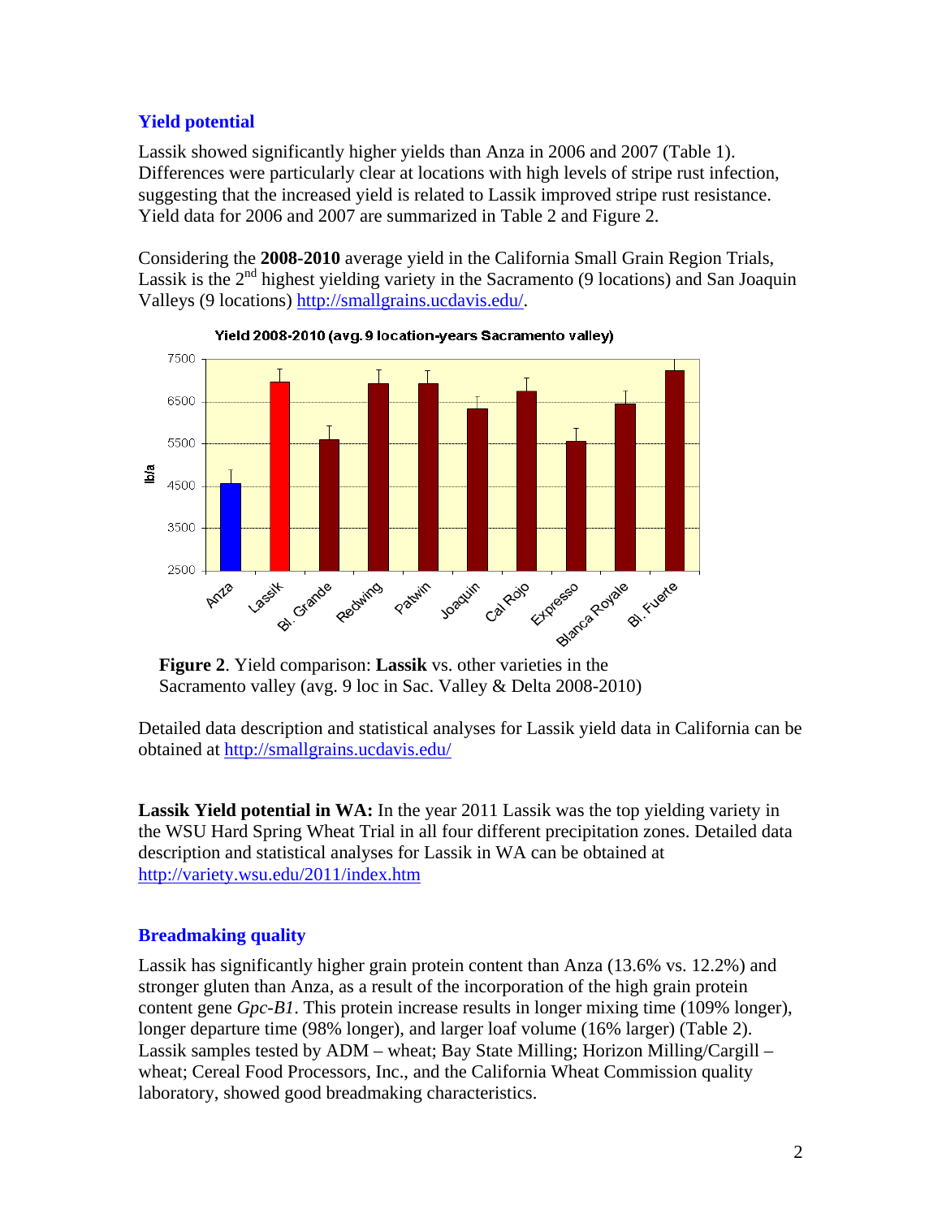## Yield potential

Lassik showed significantly higher yields than Anza in 2006 and 2007 (Table 1). Differences were particularly clear at locations with high levels of stripe rust infection, suggesting that the increased yield is related to Lassik improved stripe rust resistance. Yield data for 2006 and 2007 are summarized in Table 2 and Figure 2.

Considering the **2008-2010** average yield in the California Small Grain Region Trials, Lassik is the 2nd highest yielding variety in the Sacramento (9 locations) and San Joaquin Valleys (9 locations) http://smallgrains.ucdavis.edu/.

**Figure 2**. Yield comparison: **Lassik** vs. other varieties in the Sacramento valley (avg. 9 loc in Sac. Valley & Delta 2008-2010)

Detailed data description and statistical analyses for Lassik yield data in California can be obtained at http://smallgrains.ucdavis.edu/

**Lassik Yield potential in WA:** In the year 2011 Lassik was the top yielding variety in the WSU Hard Spring Wheat Trial in all four different precipitation zones. Detailed data description and statistical analyses for Lassik in WA can be obtained at http://variety.wsu.edu/2011/index.htm

## Breadmaking quality

Lassik has significantly higher grain protein content than Anza (13.6% vs. 12.2%) and stronger gluten than Anza, as a result of the incorporation of the high grain protein content gene *Gpc-B1*. This protein increase results in longer mixing time (109% longer), longer departure time (98% longer), and larger loaf volume (16% larger) (Table 2). Lassik samples tested by ADM – wheat; Bay State Milling; Horizon Milling/Cargill – wheat; Cereal Food Processors, Inc., and the California Wheat Commission quality laboratory, showed good breadmaking characteristics.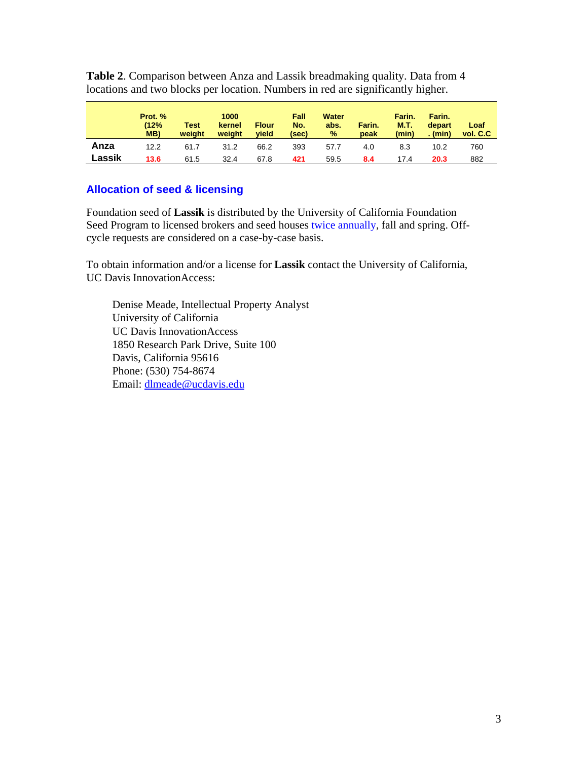**Table 2**. Comparison between Anza and Lassik breadmaking quality. Data from 4 locations and two blocks per location. Numbers in red are significantly higher.

| | Prot. % (12% MB) | Test weight | 1000 kernel weight | Flour yield | Fall No. (sec) | Water abs. % | Farin. peak | Farin. M.T. (min) | Farin. depart. (min) | Loaf vol. C.C |
|---|---|---|---|---|---|---|---|---|---|---|
| **Anza** | 12.2 | 61.7 | 31.2 | 66.2 | 393 | 57.7 | 4.0 | 8.3 | 10.2 | 760 |
| **Lassik** | **13.6** | 61.5 | 32.4 | 67.8 | **421** | 59.5 | **8.4** | 17.4 | **20.3** | 882 |

## Allocation of seed & licensing

Foundation seed of **Lassik** is distributed by the University of California Foundation Seed Program to licensed brokers and seed houses twice annually, fall and spring. Off-cycle requests are considered on a case-by-case basis.

To obtain information and/or a license for **Lassik** contact the University of California, UC Davis InnovationAccess:

Denise Meade, Intellectual Property Analyst
University of California
UC Davis InnovationAccess
1850 Research Park Drive, Suite 100
Davis, California 95616
Phone: (530) 754-8674
Email: dlmeade@ucdavis.edu